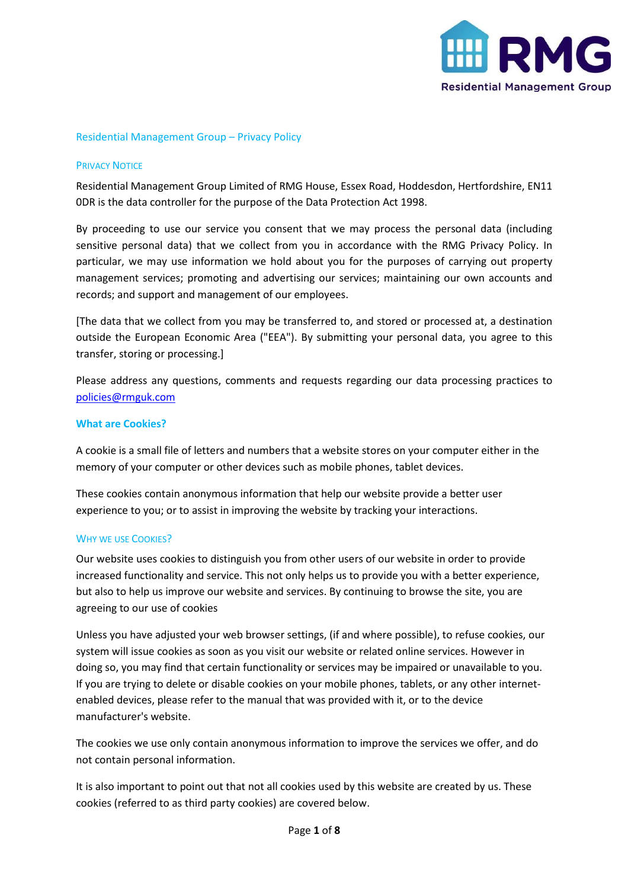# Residential Management Group – Privacy Policy

## Privacy Notice

Residential Management Group Limited of RMG House, Essex Road, Hoddesdon, Hertfordshire, EN11 0DR is the data controller for the purpose of the Data Protection Act 1998.

By proceeding to use our service you consent that we may process the personal data (including sensitive personal data) that we collect from you in accordance with the RMG Privacy Policy. In particular, we may use information we hold about you for the purposes of carrying out property management services; promoting and advertising our services; maintaining our own accounts and records; and support and management of our employees.

[The data that we collect from you may be transferred to, and stored or processed at, a destination outside the European Economic Area ("EEA"). By submitting your personal data, you agree to this transfer, storing or processing.]

Please address any questions, comments and requests regarding our data processing practices to policies@rmguk.com

## What are Cookies?

A cookie is a small file of letters and numbers that a website stores on your computer either in the memory of your computer or other devices such as mobile phones, tablet devices.

These cookies contain anonymous information that help our website provide a better user experience to you; or to assist in improving the website by tracking your interactions.

### Why we use Cookies?

Our website uses cookies to distinguish you from other users of our website in order to provide increased functionality and service. This not only helps us to provide you with a better experience, but also to help us improve our website and services. By continuing to browse the site, you are agreeing to our use of cookies

Unless you have adjusted your web browser settings, (if and where possible), to refuse cookies, our system will issue cookies as soon as you visit our website or related online services. However in doing so, you may find that certain functionality or services may be impaired or unavailable to you. If you are trying to delete or disable cookies on your mobile phones, tablets, or any other internet-enabled devices, please refer to the manual that was provided with it, or to the device manufacturer's website.

The cookies we use only contain anonymous information to improve the services we offer, and do not contain personal information.

It is also important to point out that not all cookies used by this website are created by us. These cookies (referred to as third party cookies) are covered below.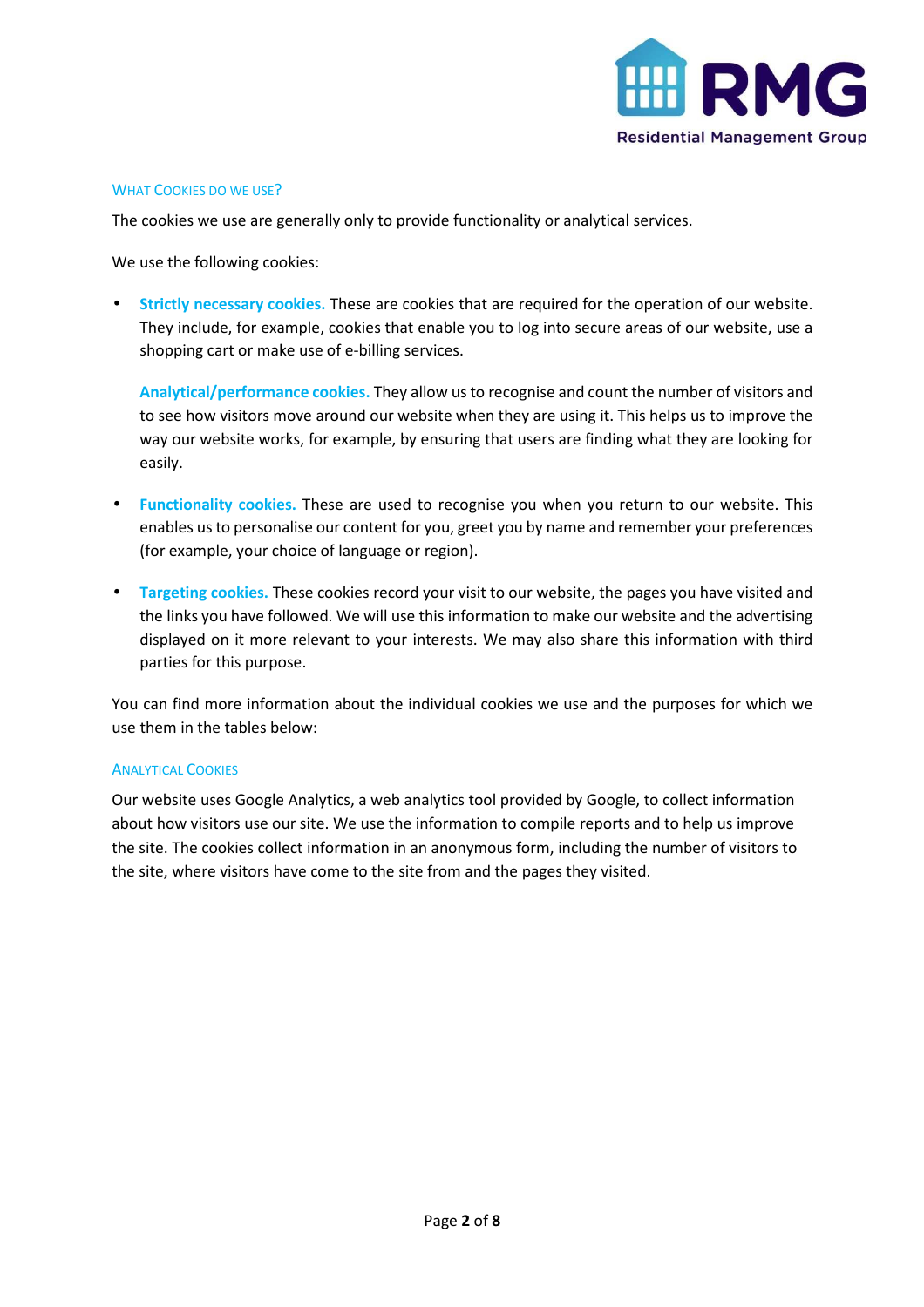## What Cookies do we use?

The cookies we use are generally only to provide functionality or analytical services.

We use the following cookies:

- **Strictly necessary cookies.** These are cookies that are required for the operation of our website. They include, for example, cookies that enable you to log into secure areas of our website, use a shopping cart or make use of e-billing services.

  **Analytical/performance cookies.** They allow us to recognise and count the number of visitors and to see how visitors move around our website when they are using it. This helps us to improve the way our website works, for example, by ensuring that users are finding what they are looking for easily.

- **Functionality cookies.** These are used to recognise you when you return to our website. This enables us to personalise our content for you, greet you by name and remember your preferences (for example, your choice of language or region).

- **Targeting cookies.** These cookies record your visit to our website, the pages you have visited and the links you have followed. We will use this information to make our website and the advertising displayed on it more relevant to your interests. We may also share this information with third parties for this purpose.

You can find more information about the individual cookies we use and the purposes for which we use them in the tables below:

## Analytical Cookies

Our website uses Google Analytics, a web analytics tool provided by Google, to collect information about how visitors use our site. We use the information to compile reports and to help us improve the site. The cookies collect information in an anonymous form, including the number of visitors to the site, where visitors have come to the site from and the pages they visited.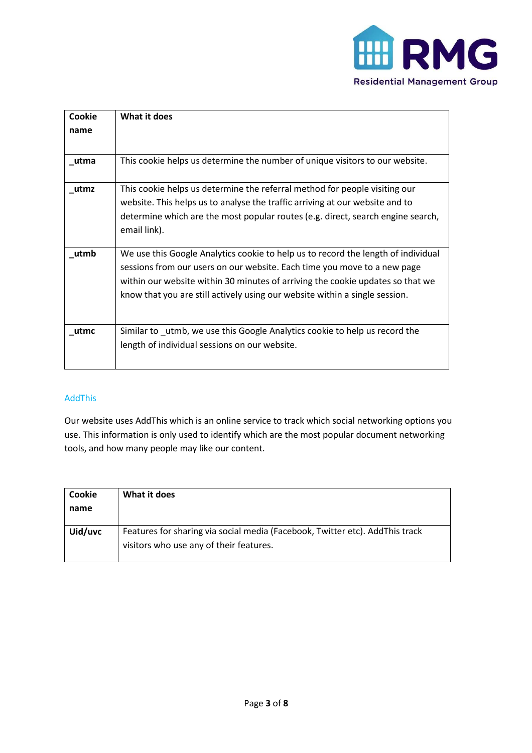| Cookie name | What it does |
|---|---|
| **_utma** | This cookie helps us determine the number of unique visitors to our website. |
| **_utmz** | This cookie helps us determine the referral method for people visiting our website. This helps us to analyse the traffic arriving at our website and to determine which are the most popular routes (e.g. direct, search engine search, email link). |
| **_utmb** | We use this Google Analytics cookie to help us to record the length of individual sessions from our users on our website. Each time you move to a new page within our website within 30 minutes of arriving the cookie updates so that we know that you are still actively using our website within a single session. |
| **_utmc** | Similar to _utmb, we use this Google Analytics cookie to help us record the length of individual sessions on our website. |

## AddThis

Our website uses AddThis which is an online service to track which social networking options you use. This information is only used to identify which are the most popular document networking tools, and how many people may like our content.

| Cookie name | What it does |
|---|---|
| **Uid/uvc** | Features for sharing via social media (Facebook, Twitter etc). AddThis track visitors who use any of their features. |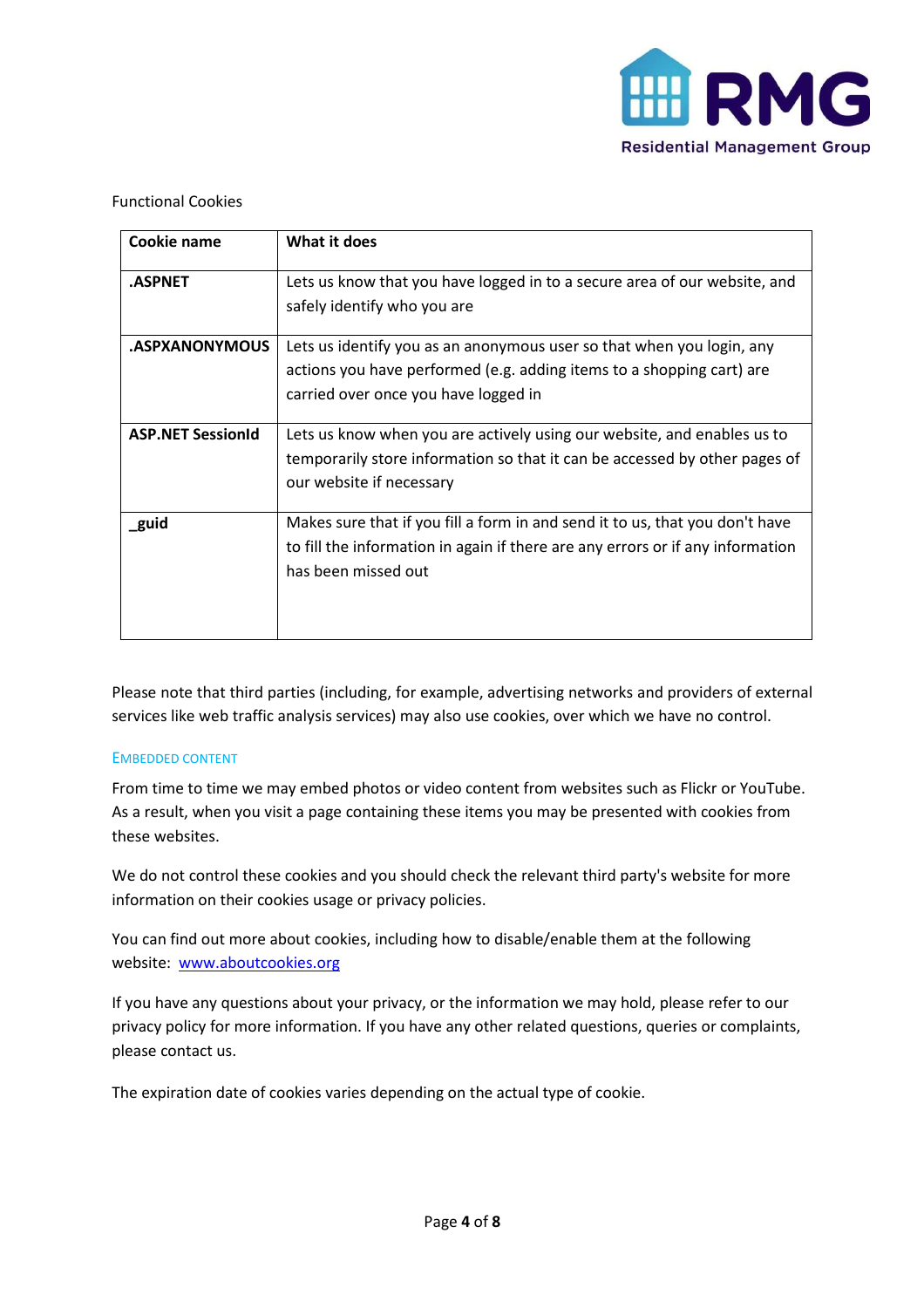Functional Cookies

| Cookie name | What it does |
|---|---|
| **.ASPNET** | Lets us know that you have logged in to a secure area of our website, and safely identify who you are |
| **.ASPXANONYMOUS** | Lets us identify you as an anonymous user so that when you login, any actions you have performed (e.g. adding items to a shopping cart) are carried over once you have logged in |
| **ASP.NET SessionId** | Lets us know when you are actively using our website, and enables us to temporarily store information so that it can be accessed by other pages of our website if necessary |
| **_guid** | Makes sure that if you fill a form in and send it to us, that you don't have to fill the information in again if there are any errors or if any information has been missed out |

Please note that third parties (including, for example, advertising networks and providers of external services like web traffic analysis services) may also use cookies, over which we have no control.

### EMBEDDED CONTENT

From time to time we may embed photos or video content from websites such as Flickr or YouTube. As a result, when you visit a page containing these items you may be presented with cookies from these websites.

We do not control these cookies and you should check the relevant third party's website for more information on their cookies usage or privacy policies.

You can find out more about cookies, including how to disable/enable them at the following website: [www.aboutcookies.org](http://www.aboutcookies.org)

If you have any questions about your privacy, or the information we may hold, please refer to our privacy policy for more information. If you have any other related questions, queries or complaints, please contact us.

The expiration date of cookies varies depending on the actual type of cookie.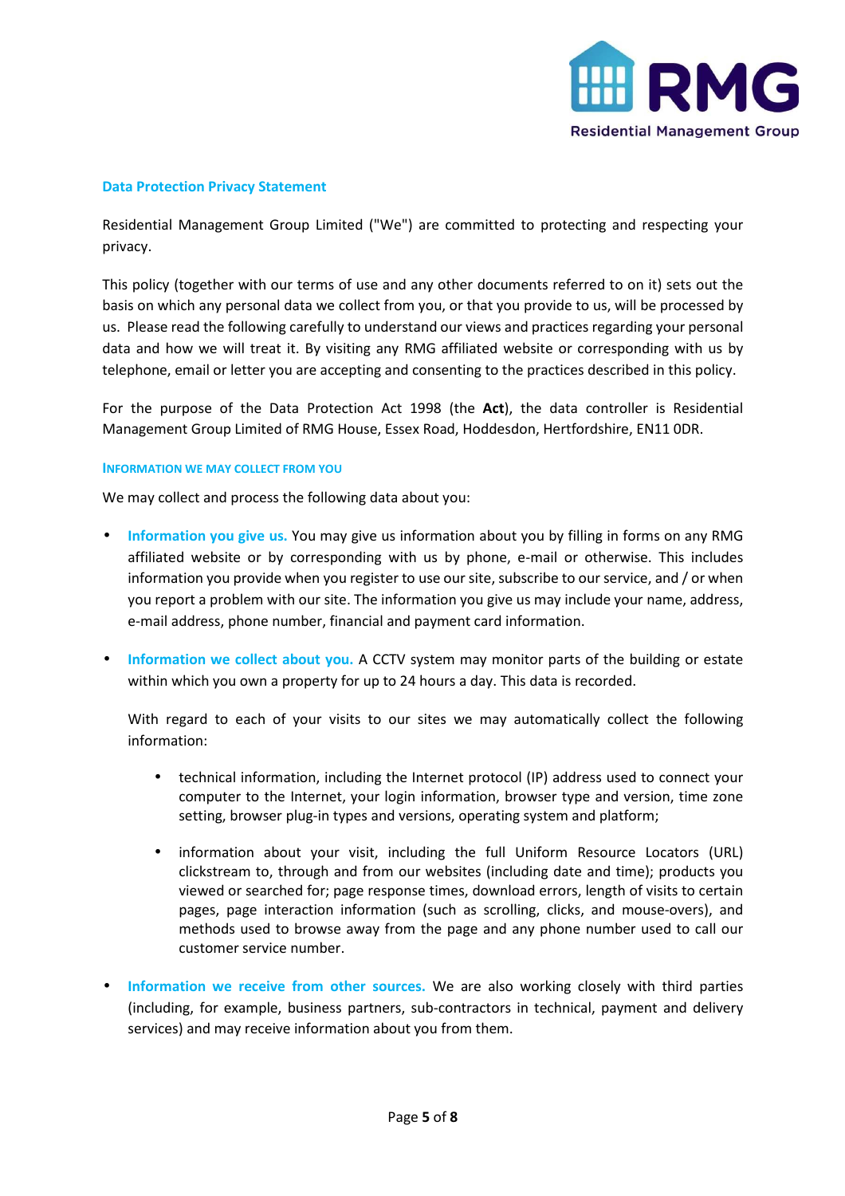## Data Protection Privacy Statement

Residential Management Group Limited ("We") are committed to protecting and respecting your privacy.

This policy (together with our terms of use and any other documents referred to on it) sets out the basis on which any personal data we collect from you, or that you provide to us, will be processed by us. Please read the following carefully to understand our views and practices regarding your personal data and how we will treat it. By visiting any RMG affiliated website or corresponding with us by telephone, email or letter you are accepting and consenting to the practices described in this policy.

For the purpose of the Data Protection Act 1998 (the **Act**), the data controller is Residential Management Group Limited of RMG House, Essex Road, Hoddesdon, Hertfordshire, EN11 0DR.

### INFORMATION WE MAY COLLECT FROM YOU

We may collect and process the following data about you:

- **Information you give us.** You may give us information about you by filling in forms on any RMG affiliated website or by corresponding with us by phone, e-mail or otherwise. This includes information you provide when you register to use our site, subscribe to our service, and / or when you report a problem with our site. The information you give us may include your name, address, e-mail address, phone number, financial and payment card information.

- **Information we collect about you.** A CCTV system may monitor parts of the building or estate within which you own a property for up to 24 hours a day. This data is recorded.

  With regard to each of your visits to our sites we may automatically collect the following information:

  - technical information, including the Internet protocol (IP) address used to connect your computer to the Internet, your login information, browser type and version, time zone setting, browser plug-in types and versions, operating system and platform;

  - information about your visit, including the full Uniform Resource Locators (URL) clickstream to, through and from our websites (including date and time); products you viewed or searched for; page response times, download errors, length of visits to certain pages, page interaction information (such as scrolling, clicks, and mouse-overs), and methods used to browse away from the page and any phone number used to call our customer service number.

- **Information we receive from other sources.** We are also working closely with third parties (including, for example, business partners, sub-contractors in technical, payment and delivery services) and may receive information about you from them.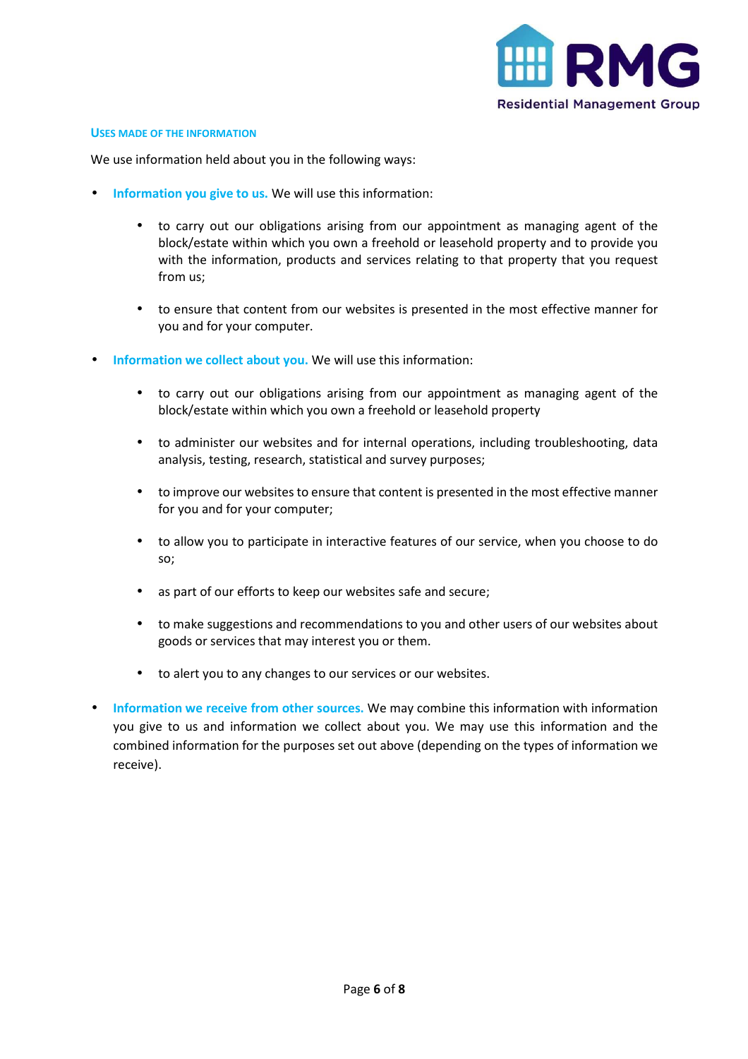## USES MADE OF THE INFORMATION

We use information held about you in the following ways:

- **Information you give to us.** We will use this information:
  - to carry out our obligations arising from our appointment as managing agent of the block/estate within which you own a freehold or leasehold property and to provide you with the information, products and services relating to that property that you request from us;
  - to ensure that content from our websites is presented in the most effective manner for you and for your computer.
- **Information we collect about you.** We will use this information:
  - to carry out our obligations arising from our appointment as managing agent of the block/estate within which you own a freehold or leasehold property
  - to administer our websites and for internal operations, including troubleshooting, data analysis, testing, research, statistical and survey purposes;
  - to improve our websites to ensure that content is presented in the most effective manner for you and for your computer;
  - to allow you to participate in interactive features of our service, when you choose to do so;
  - as part of our efforts to keep our websites safe and secure;
  - to make suggestions and recommendations to you and other users of our websites about goods or services that may interest you or them.
  - to alert you to any changes to our services or our websites.
- **Information we receive from other sources.** We may combine this information with information you give to us and information we collect about you. We may use this information and the combined information for the purposes set out above (depending on the types of information we receive).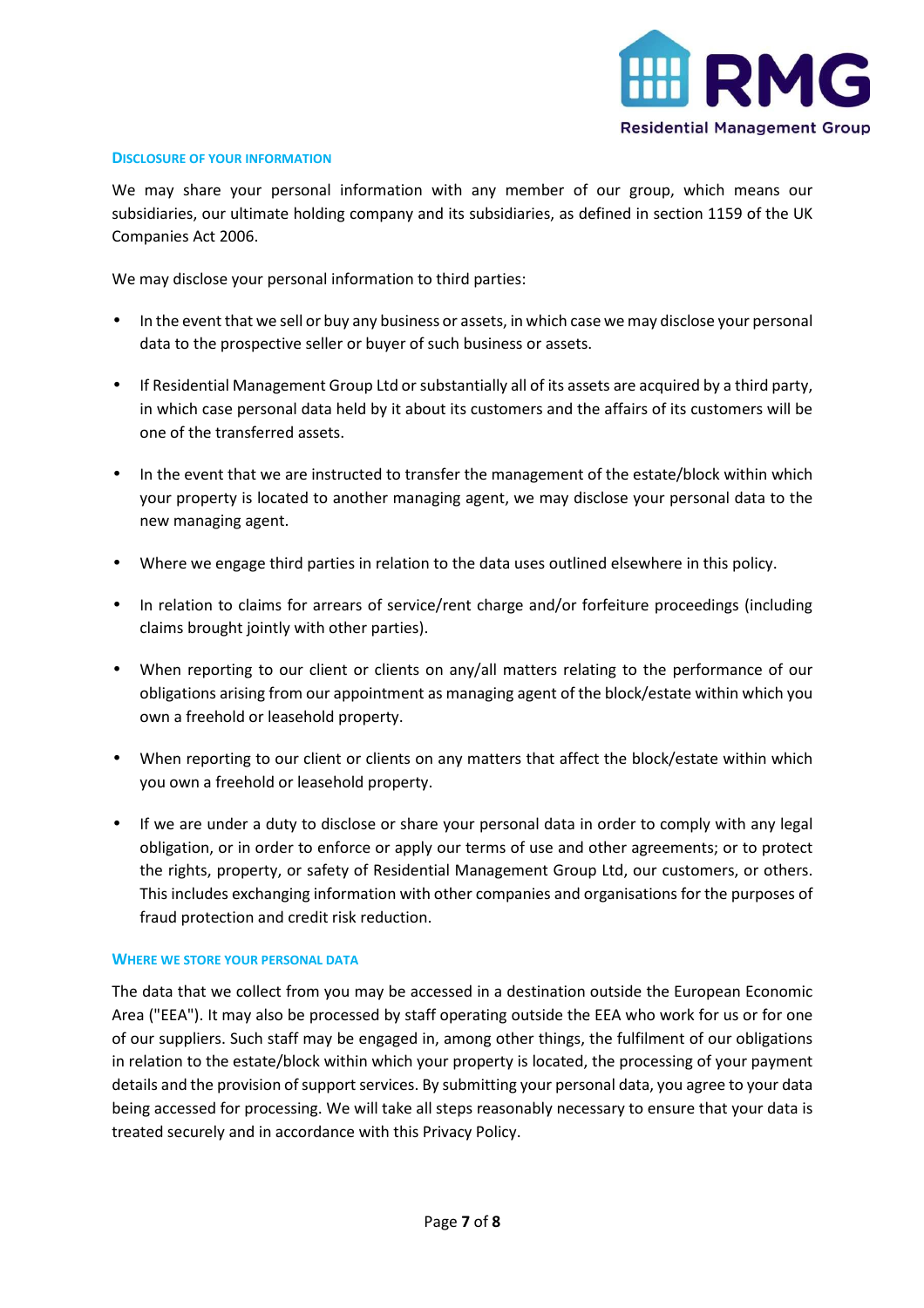### Disclosure of your information

We may share your personal information with any member of our group, which means our subsidiaries, our ultimate holding company and its subsidiaries, as defined in section 1159 of the UK Companies Act 2006.

We may disclose your personal information to third parties:

- In the event that we sell or buy any business or assets, in which case we may disclose your personal data to the prospective seller or buyer of such business or assets.
- If Residential Management Group Ltd or substantially all of its assets are acquired by a third party, in which case personal data held by it about its customers and the affairs of its customers will be one of the transferred assets.
- In the event that we are instructed to transfer the management of the estate/block within which your property is located to another managing agent, we may disclose your personal data to the new managing agent.
- Where we engage third parties in relation to the data uses outlined elsewhere in this policy.
- In relation to claims for arrears of service/rent charge and/or forfeiture proceedings (including claims brought jointly with other parties).
- When reporting to our client or clients on any/all matters relating to the performance of our obligations arising from our appointment as managing agent of the block/estate within which you own a freehold or leasehold property.
- When reporting to our client or clients on any matters that affect the block/estate within which you own a freehold or leasehold property.
- If we are under a duty to disclose or share your personal data in order to comply with any legal obligation, or in order to enforce or apply our terms of use and other agreements; or to protect the rights, property, or safety of Residential Management Group Ltd, our customers, or others. This includes exchanging information with other companies and organisations for the purposes of fraud protection and credit risk reduction.

### Where we store your personal data

The data that we collect from you may be accessed in a destination outside the European Economic Area ("EEA"). It may also be processed by staff operating outside the EEA who work for us or for one of our suppliers. Such staff may be engaged in, among other things, the fulfilment of our obligations in relation to the estate/block within which your property is located, the processing of your payment details and the provision of support services. By submitting your personal data, you agree to your data being accessed for processing. We will take all steps reasonably necessary to ensure that your data is treated securely and in accordance with this Privacy Policy.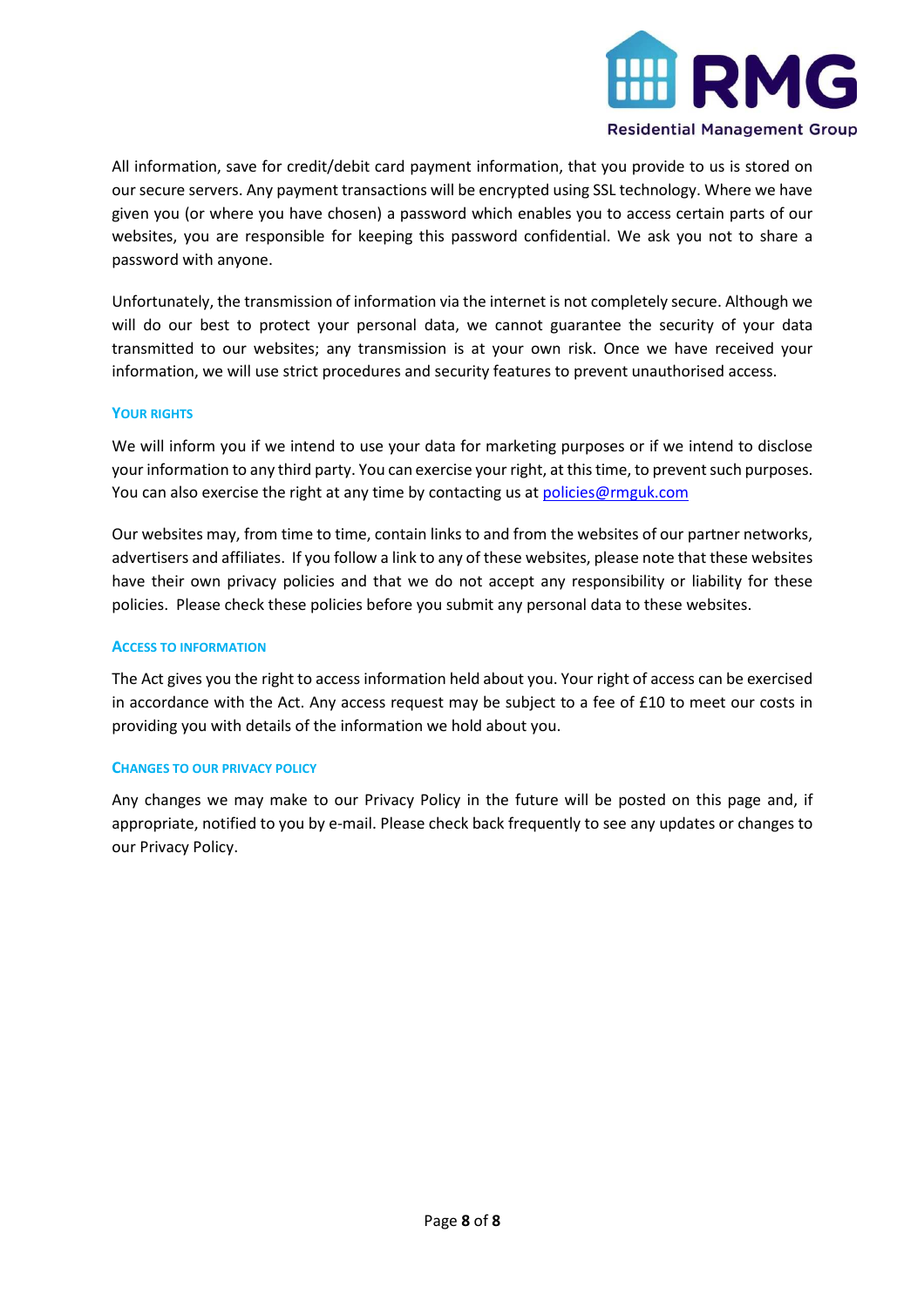All information, save for credit/debit card payment information, that you provide to us is stored on our secure servers. Any payment transactions will be encrypted using SSL technology. Where we have given you (or where you have chosen) a password which enables you to access certain parts of our websites, you are responsible for keeping this password confidential. We ask you not to share a password with anyone.

Unfortunately, the transmission of information via the internet is not completely secure. Although we will do our best to protect your personal data, we cannot guarantee the security of your data transmitted to our websites; any transmission is at your own risk. Once we have received your information, we will use strict procedures and security features to prevent unauthorised access.

### Your Rights

We will inform you if we intend to use your data for marketing purposes or if we intend to disclose your information to any third party. You can exercise your right, at this time, to prevent such purposes. You can also exercise the right at any time by contacting us at policies@rmguk.com

Our websites may, from time to time, contain links to and from the websites of our partner networks, advertisers and affiliates. If you follow a link to any of these websites, please note that these websites have their own privacy policies and that we do not accept any responsibility or liability for these policies. Please check these policies before you submit any personal data to these websites.

### Access to Information

The Act gives you the right to access information held about you. Your right of access can be exercised in accordance with the Act. Any access request may be subject to a fee of £10 to meet our costs in providing you with details of the information we hold about you.

### Changes to Our Privacy Policy

Any changes we may make to our Privacy Policy in the future will be posted on this page and, if appropriate, notified to you by e-mail. Please check back frequently to see any updates or changes to our Privacy Policy.